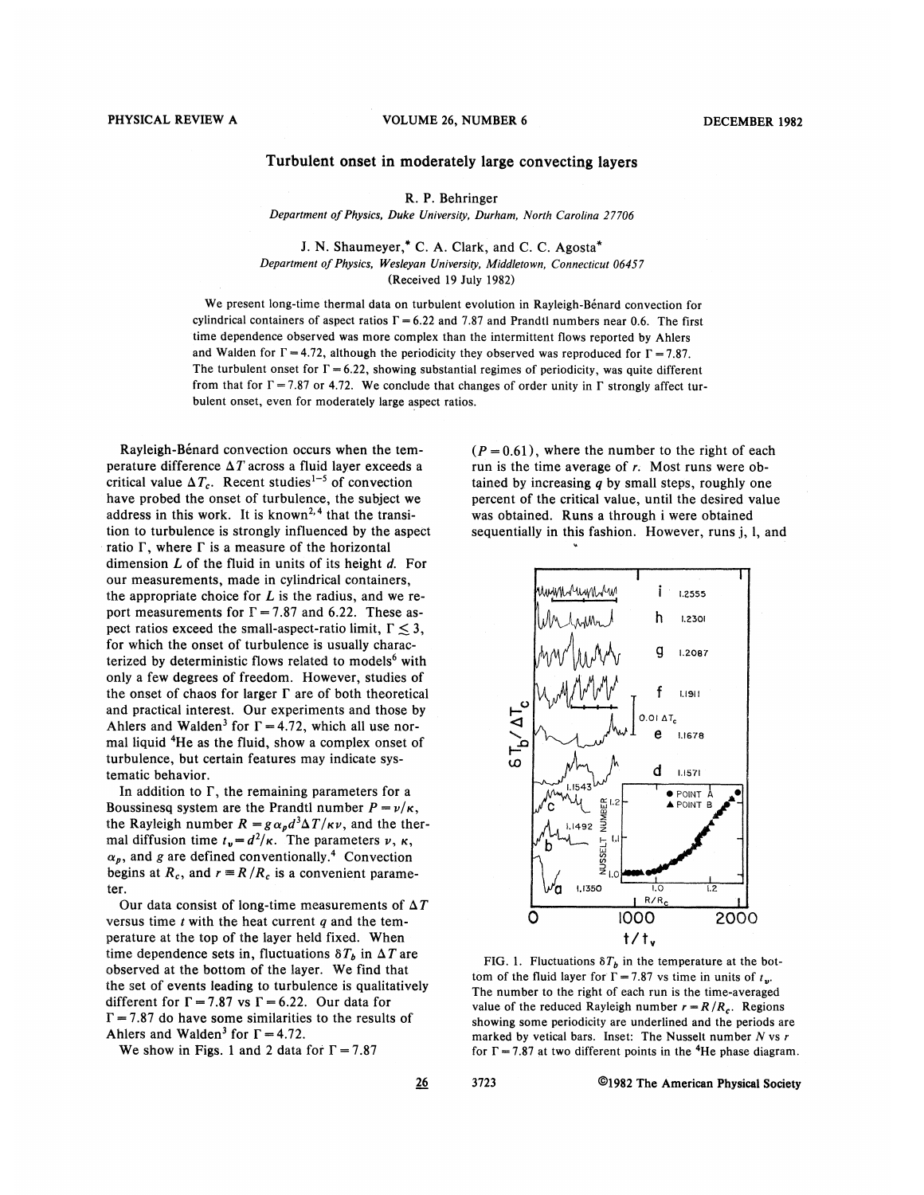# Turbulent onset in moderately large convecting layers

R. P. Behringer

*Department of Physics, Duke University, Durham, North Carolina 27706*

J. N. Shaumeyer,* C. A. Clark, and C. C. Agosta*

*Department of Physics, Wesleyan University, Middletown, Connecticut 06457*

(Received 19 July 1982)

We present long-time thermal data on turbulent evolution in Rayleigh-Bénard convection for cylindrical containers of aspect ratios $\Gamma = 6.22$ and 7.87 and Prandtl numbers near 0.6. The first time dependence observed was more complex than the intermittent flows reported by Ahlers and Walden for $\Gamma = 4.72$, although the periodicity they observed was reproduced for $\Gamma = 7.87$. The turbulent onset for $\Gamma = 6.22$, showing substantial regimes of periodicity, was quite different from that for $\Gamma = 7.87$ or 4.72. We conclude that changes of order unity in $\Gamma$ strongly affect turbulent onset, even for moderately large aspect ratios.

Rayleigh-Bénard convection occurs when the temperature difference $\Delta T$ across a fluid layer exceeds a critical value $\Delta T_c$. Recent studies[1–5] of convection have probed the onset of turbulence, the subject we address in this work. It is known[2,4] that the transition to turbulence is strongly influenced by the aspect ratio $\Gamma$, where $\Gamma$ is a measure of the horizontal dimension $L$ of the fluid in units of its height $d$. For our measurements, made in cylindrical containers, the appropriate choice for $L$ is the radius, and we report measurements for $\Gamma = 7.87$ and 6.22. These aspect ratios exceed the small-aspect-ratio limit, $\Gamma \lesssim 3$, for which the onset of turbulence is usually characterized by deterministic flows related to models[6] with only a few degrees of freedom. However, studies of the onset of chaos for larger $\Gamma$ are of both theoretical and practical interest. Our experiments and those by Ahlers and Walden[3] for $\Gamma = 4.72$, which all use normal liquid $^4$He as the fluid, show a complex onset of turbulence, but certain features may indicate systematic behavior.

In addition to $\Gamma$, the remaining parameters for a Boussinesq system are the Prandtl number $P = \nu/\kappa$, the Rayleigh number $R = g\alpha_p d^3 \Delta T/\kappa\nu$, and the thermal diffusion time $t_v = d^2/\kappa$. The parameters $\nu$, $\kappa$, $\alpha_p$, and $g$ are defined conventionally.[4] Convection begins at $R_c$, and $r \equiv R/R_c$ is a convenient parameter.

Our data consist of long-time measurements of $\Delta T$ versus time $t$ with the heat current $q$ and the temperature at the top of the layer held fixed. When time dependence sets in, fluctuations $\delta T_b$ in $\Delta T$ are observed at the bottom of the layer. We find that the set of events leading to turbulence is qualitatively different for $\Gamma = 7.87$ vs $\Gamma = 6.22$. Our data for $\Gamma = 7.87$ do have some similarities to the results of Ahlers and Walden[3] for $\Gamma = 4.72$.

We show in Figs. 1 and 2 data for $\Gamma = 7.87$ ($P = 0.61$), where the number to the right of each run is the time average of $r$. Most runs were obtained by increasing $q$ by small steps, roughly one percent of the critical value, until the desired value was obtained. Runs a through i were obtained sequentially in this fashion. However, runs j, l, and

FIG. 1. Fluctuations $\delta T_b$ in the temperature at the bottom of the fluid layer for $\Gamma = 7.87$ vs time in units of $t_v$. The number to the right of each run is the time-averaged value of the reduced Rayleigh number $r = R/R_c$. Regions showing some periodicity are underlined and the periods are marked by vetical bars. Inset: The Nusselt number $N$ vs $r$ for $\Gamma = 7.87$ at two different points in the $^4$He phase diagram.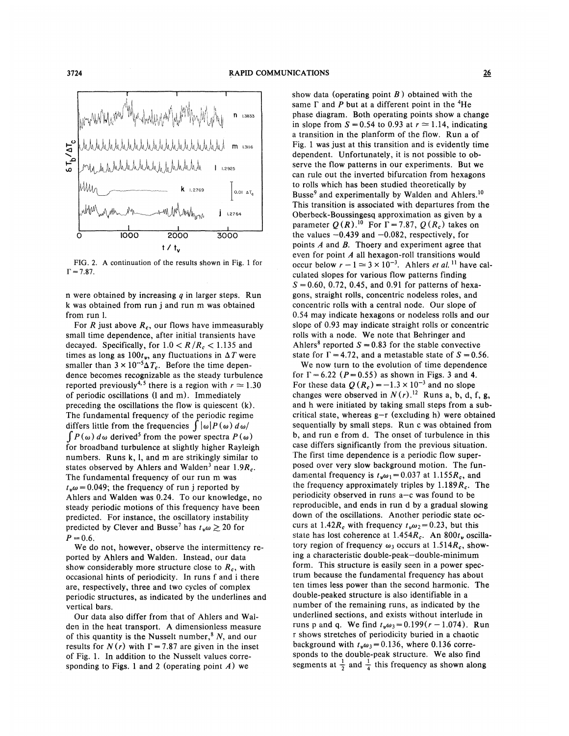FIG. 2. A continuation of the results shown in Fig. 1 for $\Gamma = 7.87$.

n were obtained by increasing $q$ in larger steps. Run k was obtained from run j and run m was obtained from run l.

For $R$ just above $R_c$, our flows have immeasurably small time dependence, after initial transients have decayed. Specifically, for $1.0 < R/R_c < 1.135$ and times as long as $100 t_v$, any fluctuations in $\Delta T$ were smaller than $3 \times 10^{-5} \Delta T_c$. Before the time dependence becomes recognizable as the steady turbulence reported previously[4,5] there is a region with $r \simeq 1.30$ of periodic oscillations (l and m). Immediately preceding the oscillations the flow is quiescent (k). The fundamental frequency of the periodic regime differs little from the frequencies $\int |\omega| P(\omega)\, d\omega / \int P(\omega)\, d\omega$ derived[5] from the power spectra $P(\omega)$ for broadband turbulence at slightly higher Rayleigh numbers. Runs k, l, and m are strikingly similar to states observed by Ahlers and Walden[3] near $1.9 R_c$. The fundamental frequency of our run m was $t_v \omega = 0.049$; the frequency of run j reported by Ahlers and Walden was 0.24. To our knowledge, no steady periodic motions of this frequency have been predicted. For instance, the oscillatory instability predicted by Clever and Busse[7] has $t_v \omega \gtrsim 20$ for $P = 0.6$.

We do not, however, observe the intermittency reported by Ahlers and Walden. Instead, our data show considerably more structure close to $R_c$, with occasional hints of periodicity. In runs f and i there are, respectively, three and two cycles of complex periodic structures, as indicated by the underlines and vertical bars.

Our data also differ from that of Ahlers and Walden in the heat transport. A dimensionless measure of this quantity is the Nusselt number,[8] $N$, and our results for $N(r)$ with $\Gamma = 7.87$ are given in the inset of Fig. 1. In addition to the Nusselt values corresponding to Figs. 1 and 2 (operating point $A$) we show data (operating point $B$) obtained with the same $\Gamma$ and $P$ but at a different point in the $^4$He phase diagram. Both operating points show a change in slope from $S = 0.54$ to 0.93 at $r \simeq 1.14$, indicating a transition in the planform of the flow. Run a of Fig. 1 was just at this transition and is evidently time dependent. Unfortunately, it is not possible to observe the flow patterns in our experiments. But we can rule out the inverted bifurcation from hexagons to rolls which has been studied theoretically by Busse[9] and experimentally by Walden and Ahlers.[10] This transition is associated with departures from the Oberbeck-Boussingesq approximation as given by a parameter $Q(R)$.[10] For $\Gamma = 7.87$, $Q(R_c)$ takes on the values $-0.439$ and $-0.082$, respectively, for points $A$ and $B$. Thoery and experiment agree that even for point $A$ all hexagon-roll transitions would occur below $r - 1 \simeq 3 \times 10^{-3}$. Ahlers *et al.*[11] have calculated slopes for various flow patterns finding $S = 0.60$, 0.72, 0.45, and 0.91 for patterns of hexagons, straight rolls, concentric nodeless roles, and concentric rolls with a central node. Our slope of 0.54 may indicate hexagons or nodeless rolls and our slope of 0.93 may indicate straight rolls or concentric rolls with a node. We note that Behringer and Ahlers[8] reported $S = 0.83$ for the stable convective state for $\Gamma = 4.72$, and a metastable state of $S = 0.56$.

We now turn to the evolution of time dependence for $\Gamma = 6.22$ ($P = 0.55$) as shown in Figs. 3 and 4. For these data $Q(R_c) = -1.3 \times 10^{-3}$ and no slope changes were observed in $N(r)$.[12] Runs a, b, d, f, g, and h were initiated by taking small steps from a subcritical state, whereas g–r (excluding h) were obtained sequentially by small steps. Run c was obtained from b, and run e from d. The onset of turbulence in this case differs significantly from the previous situation. The first time dependence is a periodic flow superposed over very slow background motion. The fundamental frequency is $t_v \omega_1 = 0.037$ at $1.155 R_c$, and the frequency approximately triples by $1.189 R_c$. The periodicity observed in runs a–c was found to be reproducible, and ends in run d by a gradual slowing down of the oscillations. Another periodic state occurs at $1.42 R_c$ with frequency $t_v \omega_2 = 0.23$, but this state has lost coherence at $1.454 R_c$. An $800 t_v$ oscillatory region of frequency $\omega_3$ occurs at $1.514 R_c$, showing a characteristic double-peak–double-minimum form. This structure is easily seen in a power spectrum because the fundamental frequency has about ten times less power than the second harmonic. The double-peaked structure is also identifiable in a number of the remaining runs, as indicated by the underlined sections, and exists without interlude in runs p and q. We find $t_v \omega_3 = 0.199(r - 1.074)$. Run r shows stretches of periodicity buried in a chaotic background with $t_v \omega_3 = 0.136$, where 0.136 corresponds to the double-peak structure. We also find segments at $\frac{1}{2}$ and $\frac{1}{4}$ this frequency as shown along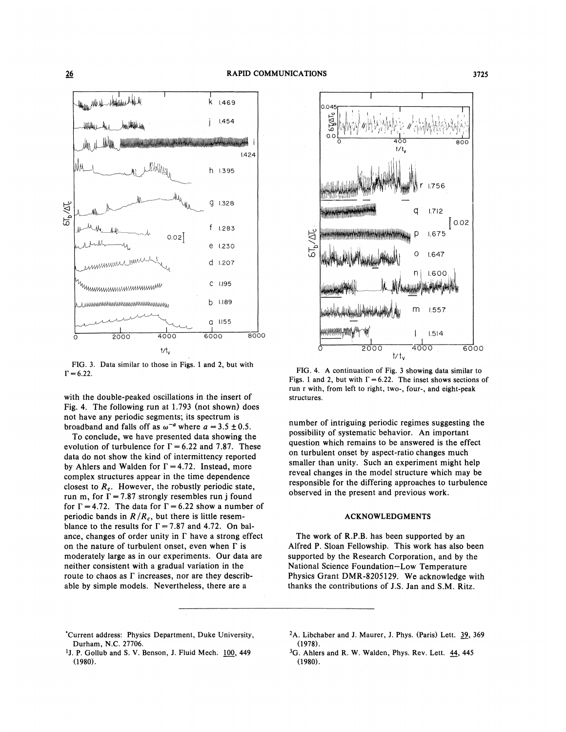FIG. 3. Data similar to those in Figs. 1 and 2, but with $\Gamma = 6.22$.

FIG. 4. A continuation of Fig. 3 showing data similar to Figs. 1 and 2, but with $\Gamma = 6.22$. The inset shows sections of run r with, from left to right, two-, four-, and eight-peak structures.

with the double-peaked oscillations in the insert of Fig. 4. The following run at 1.793 (not shown) does not have any periodic segments; its spectrum is broadband and falls off as $\omega^{-a}$ where $a = 3.5 \pm 0.5$.

To conclude, we have presented data showing the evolution of turbulence for $\Gamma = 6.22$ and 7.87. These data do not show the kind of intermittency reported by Ahlers and Walden for $\Gamma = 4.72$. Instead, more complex structures appear in the time dependence closest to $R_c$. However, the robustly periodic state, run m, for $\Gamma = 7.87$ strongly resembles run j found for $\Gamma = 4.72$. The data for $\Gamma = 6.22$ show a number of periodic bands in $R/R_c$, but there is little resemblance to the results for $\Gamma = 7.87$ and 4.72. On balance, changes of order unity in $\Gamma$ have a strong effect on the nature of turbulent onset, even when $\Gamma$ is moderately large as in our experiments. Our data are neither consistent with a gradual variation in the route to chaos as $\Gamma$ increases, nor are they describable by simple models. Nevertheless, there are a number of intriguing periodic regimes suggesting the possibility of systematic behavior. An important question which remains to be answered is the effect on turbulent onset by aspect-ratio changes much smaller than unity. Such an experiment might help reveal changes in the model structure which may be responsible for the differing approaches to turbulence observed in the present and previous work.

## ACKNOWLEDGMENTS

The work of R.P.B. has been supported by an Alfred P. Sloan Fellowship. This work has also been supported by the Research Corporation, and by the National Science Foundation–Low Temperature Physics Grant DMR-8205129. We acknowledge with thanks the contributions of J.S. Jan and S.M. Ritz.

---

*Current address: Physics Department, Duke University, Durham, N.C. 27706.

[1] J. P. Gollub and S. V. Benson, J. Fluid Mech. 100, 449 (1980).

[2] A. Libchaber and J. Maurer, J. Phys. (Paris) Lett. 39, 369 (1978).

[3] G. Ahlers and R. W. Walden, Phys. Rev. Lett. 44, 445 (1980).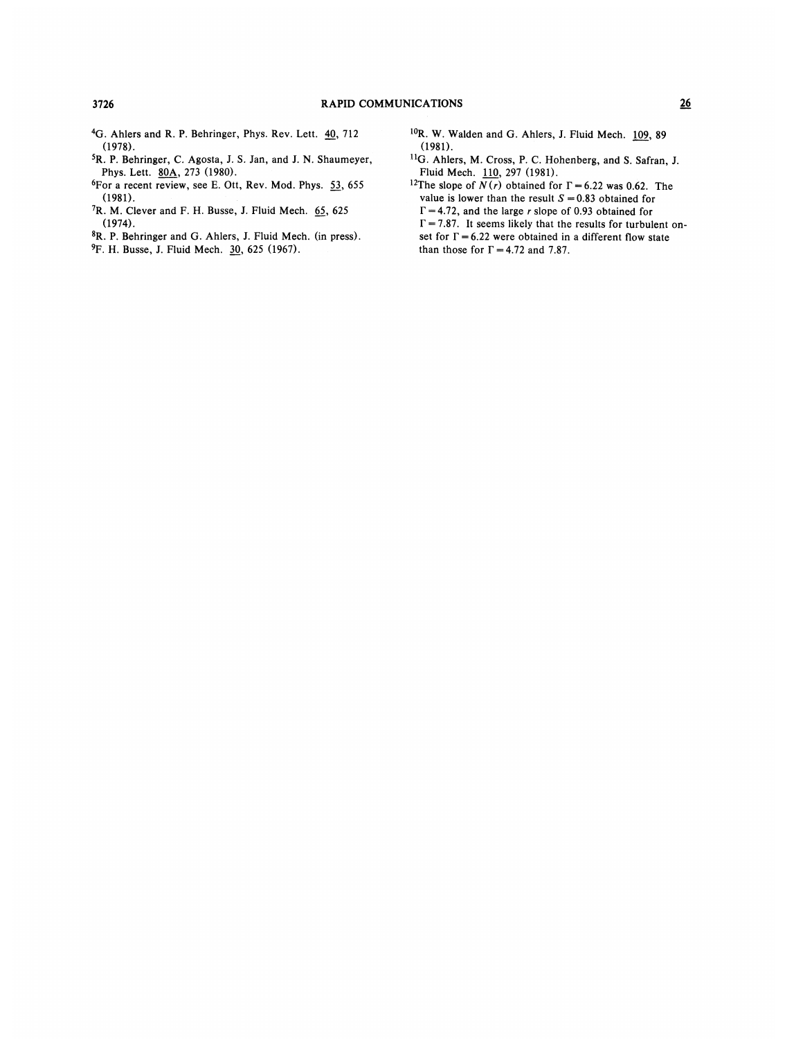[4]G. Ahlers and R. P. Behringer, Phys. Rev. Lett. 40, 712 (1978).

[5]R. P. Behringer, C. Agosta, J. S. Jan, and J. N. Shaumeyer, Phys. Lett. 80A, 273 (1980).

[6]For a recent review, see E. Ott, Rev. Mod. Phys. 53, 655 (1981).

[7]R. M. Clever and F. H. Busse, J. Fluid Mech. 65, 625 (1974).

[8]R. P. Behringer and G. Ahlers, J. Fluid Mech. (in press).

[9]F. H. Busse, J. Fluid Mech. 30, 625 (1967).

[10]R. W. Walden and G. Ahlers, J. Fluid Mech. 109, 89 (1981).

[11]G. Ahlers, M. Cross, P. C. Hohenberg, and S. Safran, J. Fluid Mech. 110, 297 (1981).

[12]The slope of $N(r)$ obtained for $\Gamma = 6.22$ was 0.62. The value is lower than the result $S = 0.83$ obtained for $\Gamma = 4.72$, and the large $r$ slope of 0.93 obtained for $\Gamma = 7.87$. It seems likely that the results for turbulent onset for $\Gamma = 6.22$ were obtained in a different flow state than those for $\Gamma = 4.72$ and 7.87.